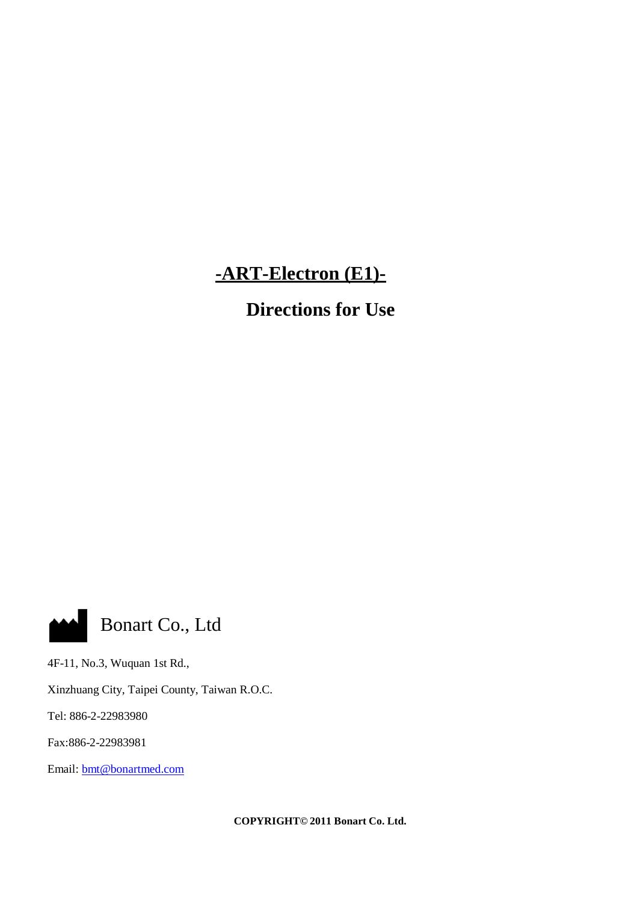# -ART-Electron (E1)-

## Directions for Use

Bonart Co., Ltd

4F-11, No.3, Wuquan 1st Rd.,

Xinzhuang City, Taipei County, Taiwan R.O.C.

Tel: 886-2-22983980

Fax:886-2-22983981

Email: bmt@bonartmed.com

**COPYRIGHT© 2011 Bonart Co. Ltd.**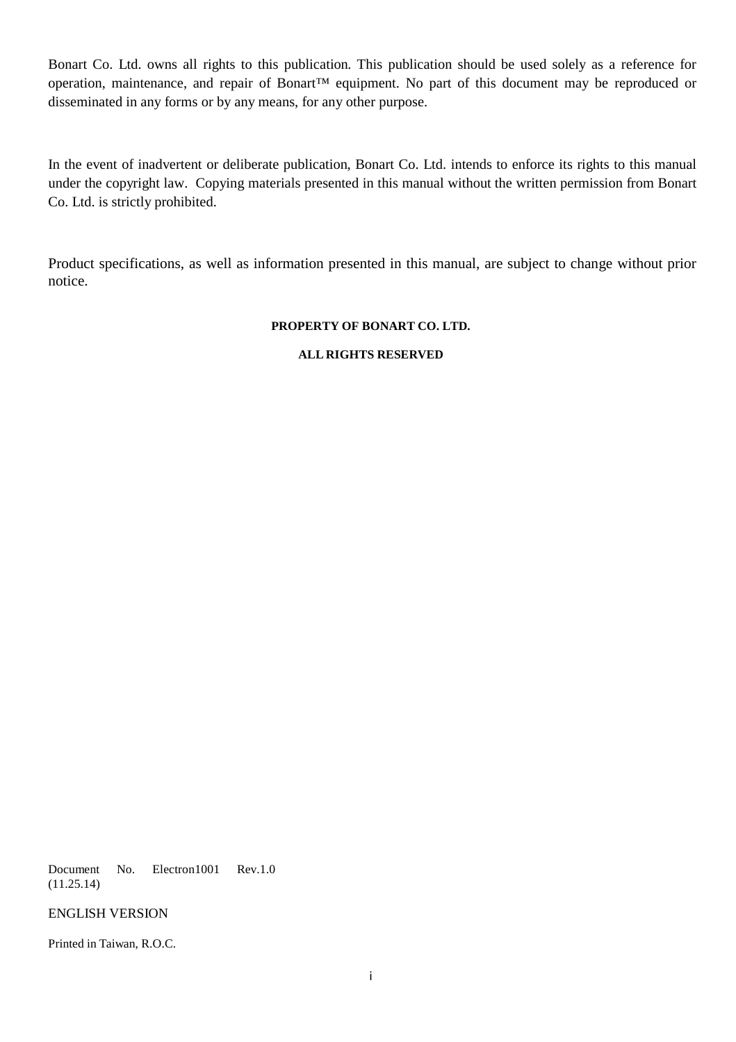Bonart Co. Ltd. owns all rights to this publication. This publication should be used solely as a reference for operation, maintenance, and repair of Bonart™ equipment. No part of this document may be reproduced or disseminated in any forms or by any means, for any other purpose.

In the event of inadvertent or deliberate publication, Bonart Co. Ltd. intends to enforce its rights to this manual under the copyright law. Copying materials presented in this manual without the written permission from Bonart Co. Ltd. is strictly prohibited.

Product specifications, as well as information presented in this manual, are subject to change without prior notice.

**PROPERTY OF BONART CO. LTD.**

**ALL RIGHTS RESERVED**

Document No. Electron1001 Rev.1.0 (11.25.14)

ENGLISH VERSION

Printed in Taiwan, R.O.C.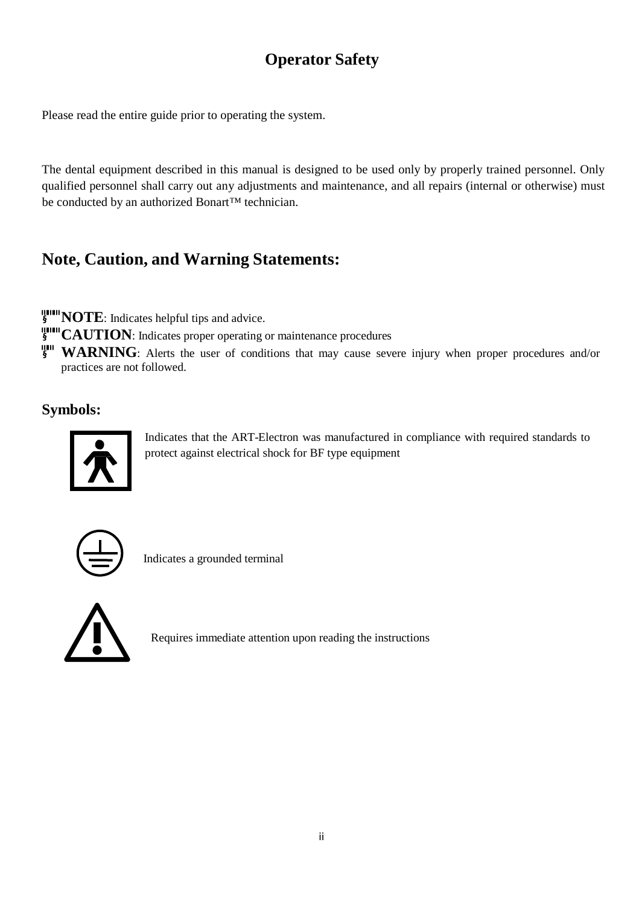# Operator Safety

Please read the entire guide prior to operating the system.

The dental equipment described in this manual is designed to be used only by properly trained personnel. Only qualified personnel shall carry out any adjustments and maintenance, and all repairs (internal or otherwise) must be conducted by an authorized Bonart™ technician.

## Note, Caution, and Warning Statements:

- **NOTE**: Indicates helpful tips and advice.
- **CAUTION**: Indicates proper operating or maintenance procedures
- **WARNING**: Alerts the user of conditions that may cause severe injury when proper procedures and/or practices are not followed.

### Symbols:

Indicates that the ART-Electron was manufactured in compliance with required standards to protect against electrical shock for BF type equipment

Indicates a grounded terminal

Requires immediate attention upon reading the instructions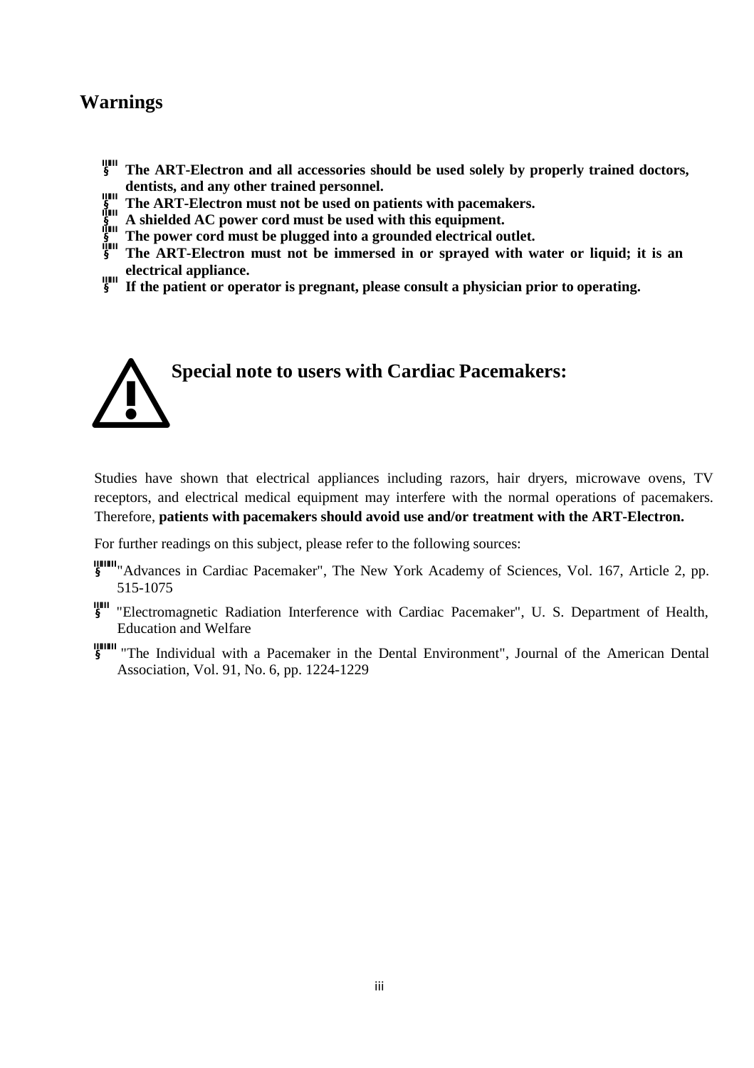## Warnings

- **The ART-Electron and all accessories should be used solely by properly trained doctors, dentists, and any other trained personnel.**
- **The ART-Electron must not be used on patients with pacemakers.**
- **A shielded AC power cord must be used with this equipment.**
- **The power cord must be plugged into a grounded electrical outlet.**
- **The ART-Electron must not be immersed in or sprayed with water or liquid; it is an electrical appliance.**
- **If the patient or operator is pregnant, please consult a physician prior to operating.**

## Special note to users with Cardiac Pacemakers:

Studies have shown that electrical appliances including razors, hair dryers, microwave ovens, TV receptors, and electrical medical equipment may interfere with the normal operations of pacemakers. Therefore, **patients with pacemakers should avoid use and/or treatment with the ART-Electron.**

For further readings on this subject, please refer to the following sources:

- "Advances in Cardiac Pacemaker", The New York Academy of Sciences, Vol. 167, Article 2, pp. 515-1075
- "Electromagnetic Radiation Interference with Cardiac Pacemaker", U. S. Department of Health, Education and Welfare
- "The Individual with a Pacemaker in the Dental Environment", Journal of the American Dental Association, Vol. 91, No. 6, pp. 1224-1229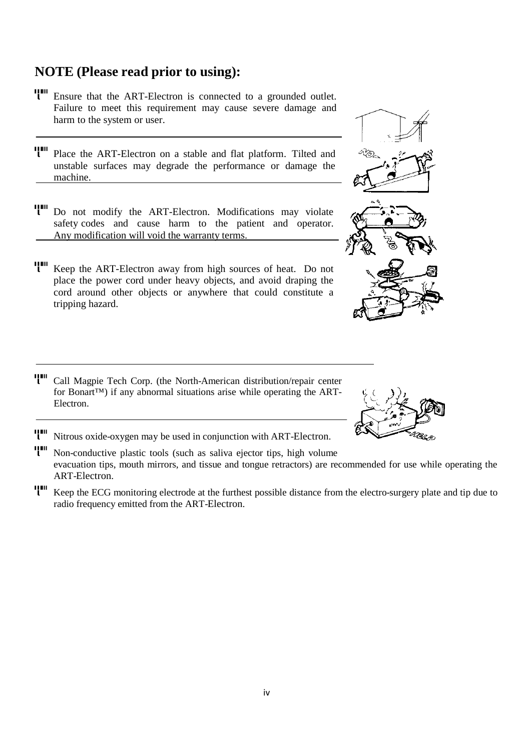## NOTE (Please read prior to using):

- Ensure that the ART-Electron is connected to a grounded outlet. Failure to meet this requirement may cause severe damage and harm to the system or user.

- Place the ART-Electron on a stable and flat platform. Tilted and unstable surfaces may degrade the performance or damage the machine.

- Do not modify the ART-Electron. Modifications may violate safety codes and cause harm to the patient and operator. Any modification will void the warranty terms.

- Keep the ART-Electron away from high sources of heat. Do not place the power cord under heavy objects, and avoid draping the cord around other objects or anywhere that could constitute a tripping hazard.

- Call Magpie Tech Corp. (the North-American distribution/repair center for Bonart™) if any abnormal situations arise while operating the ART-Electron.

- Nitrous oxide-oxygen may be used in conjunction with ART-Electron.

- Non-conductive plastic tools (such as saliva ejector tips, high volume evacuation tips, mouth mirrors, and tissue and tongue retractors) are recommended for use while operating the ART-Electron.

- Keep the ECG monitoring electrode at the furthest possible distance from the electro-surgery plate and tip due to radio frequency emitted from the ART-Electron.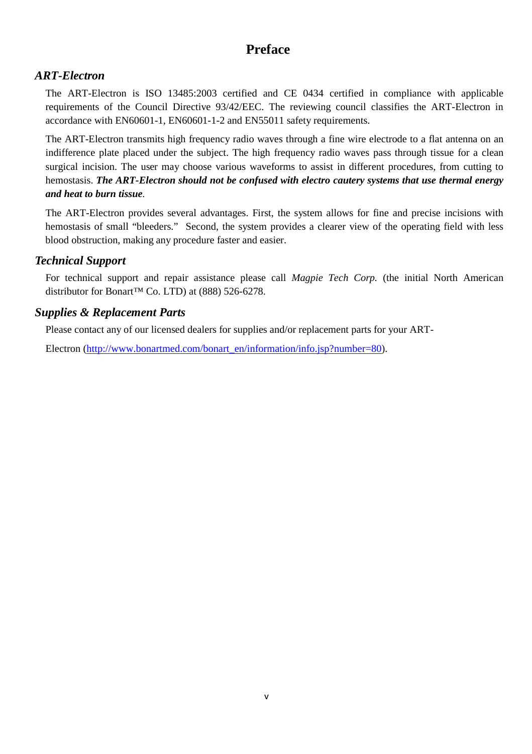# Preface

## *ART-Electron*

The ART-Electron is ISO 13485:2003 certified and CE 0434 certified in compliance with applicable requirements of the Council Directive 93/42/EEC. The reviewing council classifies the ART-Electron in accordance with EN60601-1, EN60601-1-2 and EN55011 safety requirements.

The ART-Electron transmits high frequency radio waves through a fine wire electrode to a flat antenna on an indifference plate placed under the subject. The high frequency radio waves pass through tissue for a clean surgical incision. The user may choose various waveforms to assist in different procedures, from cutting to hemostasis. ***The ART-Electron should not be confused with electro cautery systems that use thermal energy and heat to burn tissue***.

The ART-Electron provides several advantages. First, the system allows for fine and precise incisions with hemostasis of small "bleeders." Second, the system provides a clearer view of the operating field with less blood obstruction, making any procedure faster and easier.

## *Technical Support*

For technical support and repair assistance please call *Magpie Tech Corp.* (the initial North American distributor for Bonart™ Co. LTD) at (888) 526-6278.

## *Supplies & Replacement Parts*

Please contact any of our licensed dealers for supplies and/or replacement parts for your ART-

Electron (http://www.bonartmed.com/bonart_en/information/info.jsp?number=80).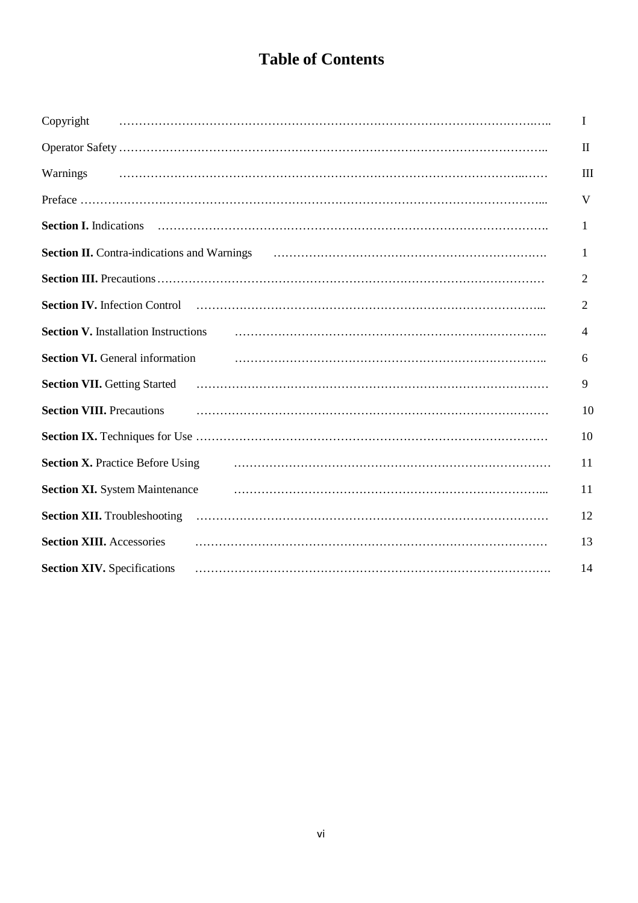# Table of Contents

| | |
|---|---|
| Copyright | I |
| Operator Safety | II |
| Warnings | III |
| Preface | V |
| **Section I.** Indications | 1 |
| **Section II.** Contra-indications and Warnings | 1 |
| **Section III.** Precautions | 2 |
| **Section IV.** Infection Control | 2 |
| **Section V.** Installation Instructions | 4 |
| **Section VI.** General information | 6 |
| **Section VII.** Getting Started | 9 |
| **Section VIII.** Precautions | 10 |
| **Section IX.** Techniques for Use | 10 |
| **Section X.** Practice Before Using | 11 |
| **Section XI.** System Maintenance | 11 |
| **Section XII.** Troubleshooting | 12 |
| **Section XIII.** Accessories | 13 |
| **Section XIV.** Specifications | 14 |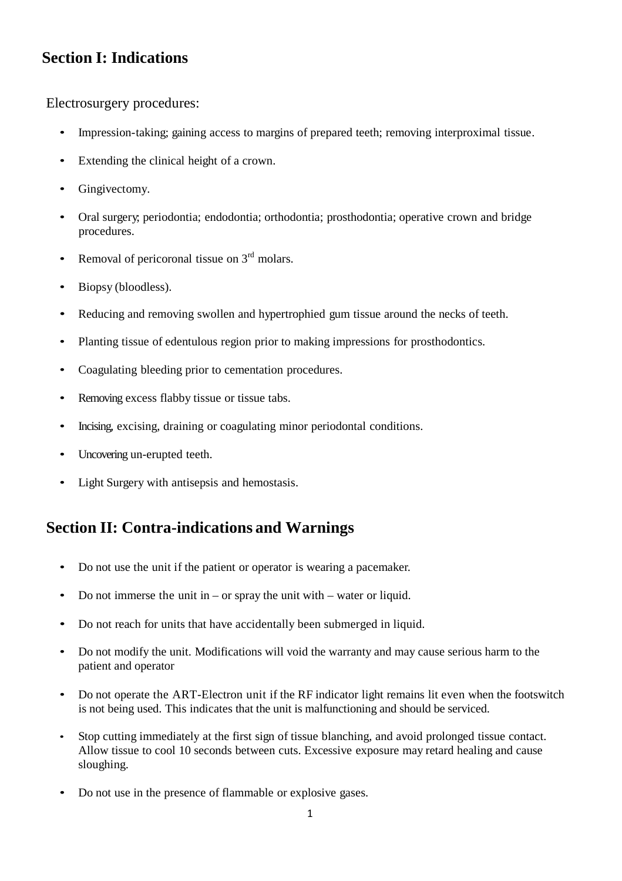## Section I: Indications

Electrosurgery procedures:

- Impression-taking; gaining access to margins of prepared teeth; removing interproximal tissue.
- Extending the clinical height of a crown.
- Gingivectomy.
- Oral surgery; periodontia; endodontia; orthodontia; prosthodontia; operative crown and bridge procedures.
- Removal of pericoronal tissue on 3rd molars.
- Biopsy (bloodless).
- Reducing and removing swollen and hypertrophied gum tissue around the necks of teeth.
- Planting tissue of edentulous region prior to making impressions for prosthodontics.
- Coagulating bleeding prior to cementation procedures.
- Removing excess flabby tissue or tissue tabs.
- Incising, excising, draining or coagulating minor periodontal conditions.
- Uncovering un-erupted teeth.
- Light Surgery with antisepsis and hemostasis.

## Section II: Contra-indications and Warnings

- Do not use the unit if the patient or operator is wearing a pacemaker.
- Do not immerse the unit in – or spray the unit with – water or liquid.
- Do not reach for units that have accidentally been submerged in liquid.
- Do not modify the unit. Modifications will void the warranty and may cause serious harm to the patient and operator
- Do not operate the ART-Electron unit if the RF indicator light remains lit even when the footswitch is not being used. This indicates that the unit is malfunctioning and should be serviced.
- Stop cutting immediately at the first sign of tissue blanching, and avoid prolonged tissue contact. Allow tissue to cool 10 seconds between cuts. Excessive exposure may retard healing and cause sloughing.
- Do not use in the presence of flammable or explosive gases.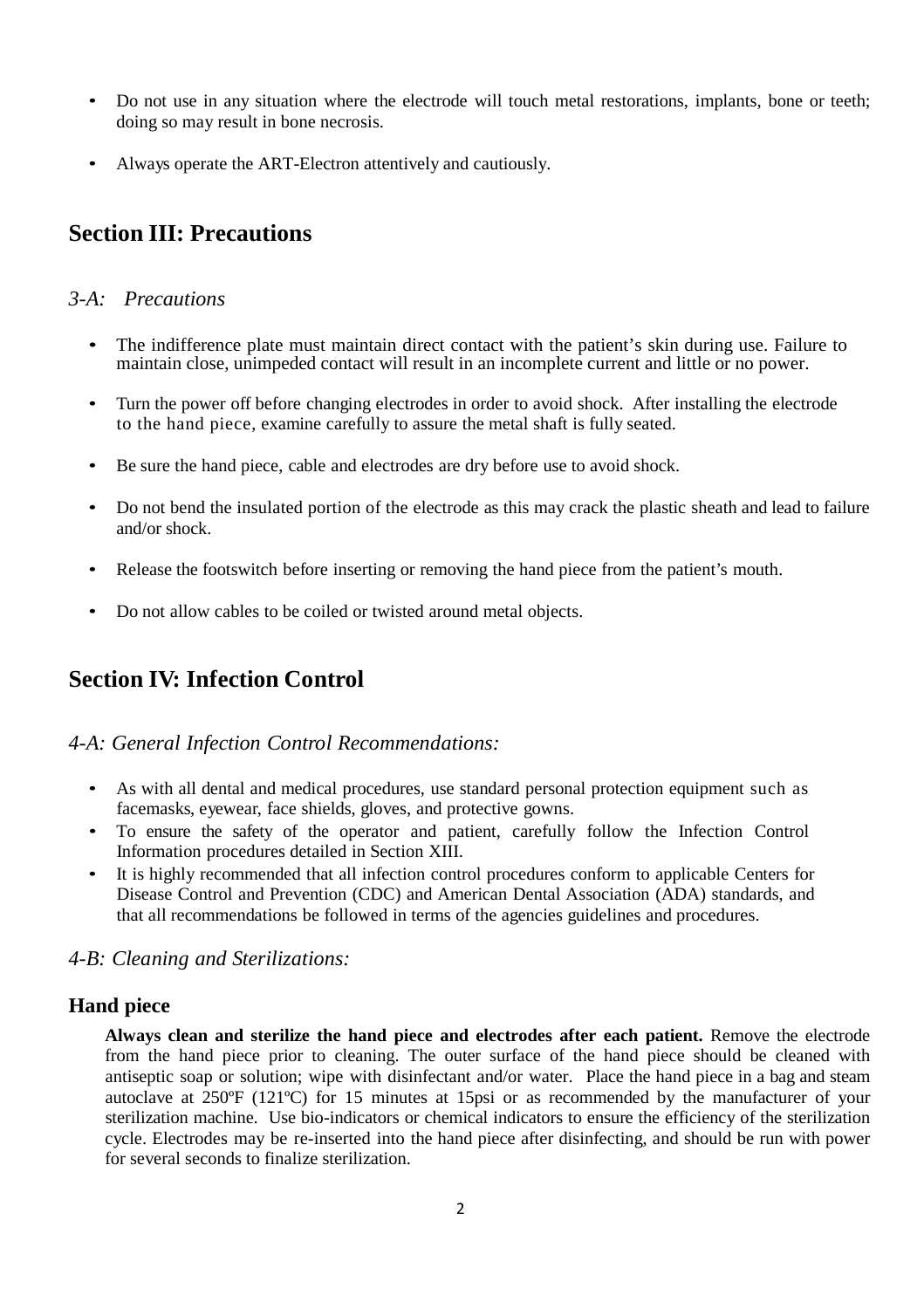- Do not use in any situation where the electrode will touch metal restorations, implants, bone or teeth; doing so may result in bone necrosis.
- Always operate the ART-Electron attentively and cautiously.

## Section III: Precautions

### *3-A: Precautions*

- The indifference plate must maintain direct contact with the patient's skin during use. Failure to maintain close, unimpeded contact will result in an incomplete current and little or no power.
- Turn the power off before changing electrodes in order to avoid shock. After installing the electrode to the hand piece, examine carefully to assure the metal shaft is fully seated.
- Be sure the hand piece, cable and electrodes are dry before use to avoid shock.
- Do not bend the insulated portion of the electrode as this may crack the plastic sheath and lead to failure and/or shock.
- Release the footswitch before inserting or removing the hand piece from the patient's mouth.
- Do not allow cables to be coiled or twisted around metal objects.

## Section IV: Infection Control

### *4-A: General Infection Control Recommendations:*

- As with all dental and medical procedures, use standard personal protection equipment such as facemasks, eyewear, face shields, gloves, and protective gowns.
- To ensure the safety of the operator and patient, carefully follow the Infection Control Information procedures detailed in Section XIII.
- It is highly recommended that all infection control procedures conform to applicable Centers for Disease Control and Prevention (CDC) and American Dental Association (ADA) standards, and that all recommendations be followed in terms of the agencies guidelines and procedures.

### *4-B: Cleaning and Sterilizations:*

### Hand piece

**Always clean and sterilize the hand piece and electrodes after each patient.** Remove the electrode from the hand piece prior to cleaning. The outer surface of the hand piece should be cleaned with antiseptic soap or solution; wipe with disinfectant and/or water. Place the hand piece in a bag and steam autoclave at 250ºF (121ºC) for 15 minutes at 15psi or as recommended by the manufacturer of your sterilization machine. Use bio-indicators or chemical indicators to ensure the efficiency of the sterilization cycle. Electrodes may be re-inserted into the hand piece after disinfecting, and should be run with power for several seconds to finalize sterilization.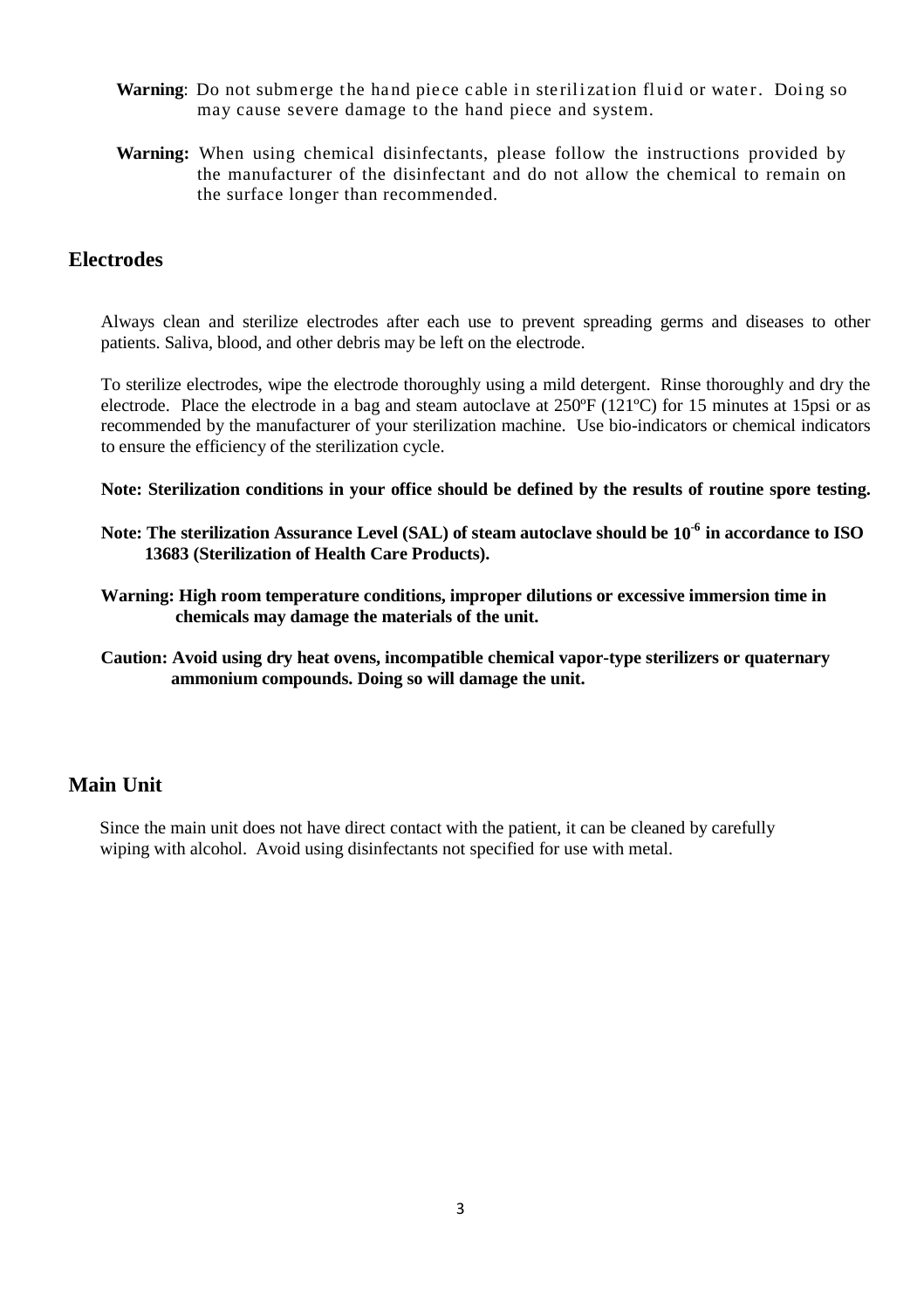**Warning**: Do not submerge the hand piece cable in sterilization fluid or water. Doing so may cause severe damage to the hand piece and system.

**Warning:** When using chemical disinfectants, please follow the instructions provided by the manufacturer of the disinfectant and do not allow the chemical to remain on the surface longer than recommended.

## Electrodes

Always clean and sterilize electrodes after each use to prevent spreading germs and diseases to other patients. Saliva, blood, and other debris may be left on the electrode.

To sterilize electrodes, wipe the electrode thoroughly using a mild detergent. Rinse thoroughly and dry the electrode. Place the electrode in a bag and steam autoclave at 250ºF (121ºC) for 15 minutes at 15psi or as recommended by the manufacturer of your sterilization machine. Use bio-indicators or chemical indicators to ensure the efficiency of the sterilization cycle.

**Note: Sterilization conditions in your office should be defined by the results of routine spore testing.**

**Note: The sterilization Assurance Level (SAL) of steam autoclave should be $10^{-6}$ in accordance to ISO 13683 (Sterilization of Health Care Products).**

**Warning: High room temperature conditions, improper dilutions or excessive immersion time in chemicals may damage the materials of the unit.**

**Caution: Avoid using dry heat ovens, incompatible chemical vapor-type sterilizers or quaternary ammonium compounds. Doing so will damage the unit.**

## Main Unit

Since the main unit does not have direct contact with the patient, it can be cleaned by carefully wiping with alcohol. Avoid using disinfectants not specified for use with metal.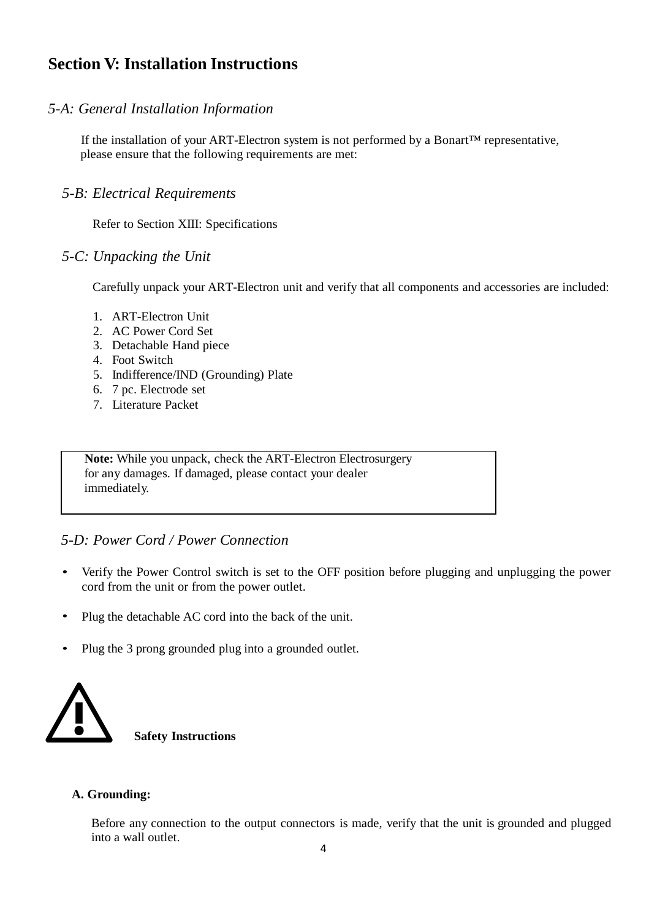# Section V: Installation Instructions

## *5-A: General Installation Information*

If the installation of your ART-Electron system is not performed by a Bonart™ representative, please ensure that the following requirements are met:

### *5-B: Electrical Requirements*

Refer to Section XIII: Specifications

### *5-C: Unpacking the Unit*

Carefully unpack your ART-Electron unit and verify that all components and accessories are included:

1. ART-Electron Unit
2. AC Power Cord Set
3. Detachable Hand piece
4. Foot Switch
5. Indifference/IND (Grounding) Plate
6. 7 pc. Electrode set
7. Literature Packet

> **Note:** While you unpack, check the ART-Electron Electrosurgery for any damages. If damaged, please contact your dealer immediately.

### *5-D: Power Cord / Power Connection*

- Verify the Power Control switch is set to the OFF position before plugging and unplugging the power cord from the unit or from the power outlet.
- Plug the detachable AC cord into the back of the unit.
- Plug the 3 prong grounded plug into a grounded outlet.

⚠ **Safety Instructions**

**A. Grounding:**

Before any connection to the output connectors is made, verify that the unit is grounded and plugged into a wall outlet.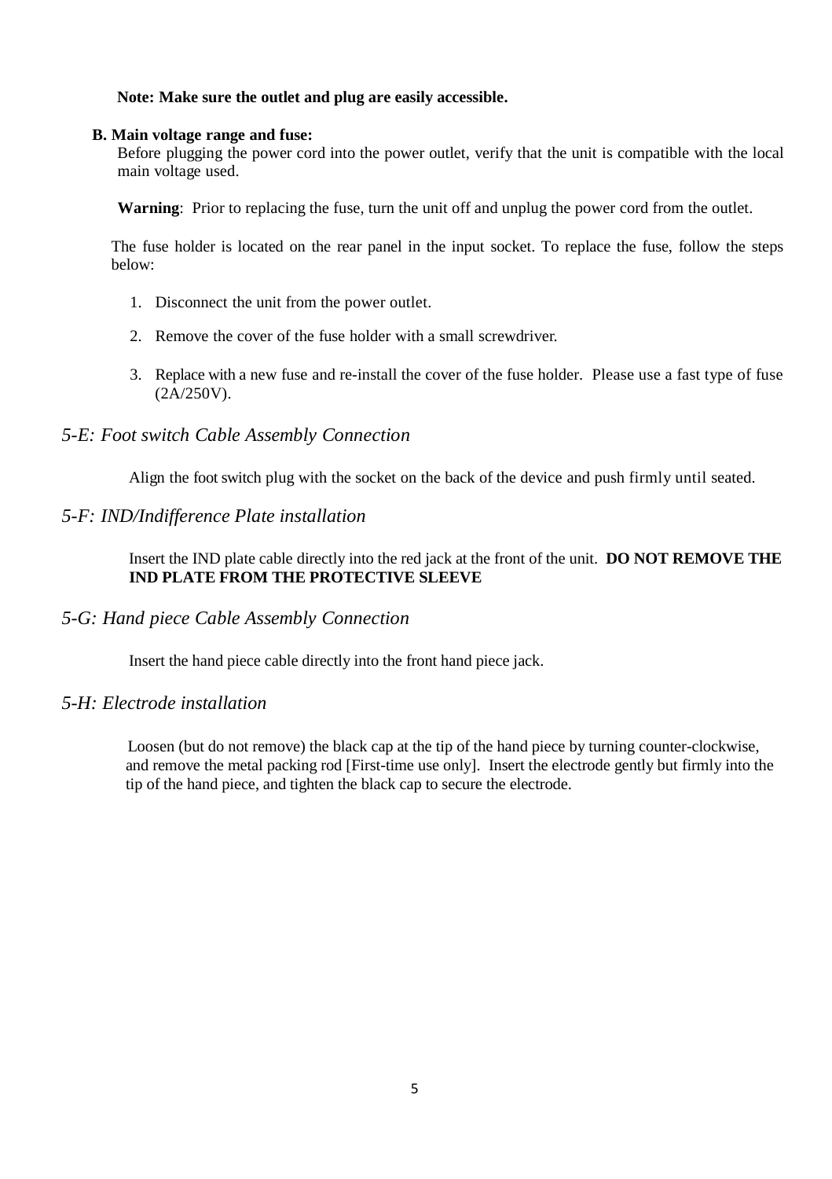**Note: Make sure the outlet and plug are easily accessible.**

**B. Main voltage range and fuse:**

Before plugging the power cord into the power outlet, verify that the unit is compatible with the local main voltage used.

**Warning**: Prior to replacing the fuse, turn the unit off and unplug the power cord from the outlet.

The fuse holder is located on the rear panel in the input socket. To replace the fuse, follow the steps below:

1. Disconnect the unit from the power outlet.
2. Remove the cover of the fuse holder with a small screwdriver.
3. Replace with a new fuse and re-install the cover of the fuse holder. Please use a fast type of fuse (2A/250V).

## *5-E: Foot switch Cable Assembly Connection*

Align the foot switch plug with the socket on the back of the device and push firmly until seated.

## *5-F: IND/Indifference Plate installation*

Insert the IND plate cable directly into the red jack at the front of the unit. **DO NOT REMOVE THE IND PLATE FROM THE PROTECTIVE SLEEVE**

## *5-G: Hand piece Cable Assembly Connection*

Insert the hand piece cable directly into the front hand piece jack.

## *5-H: Electrode installation*

Loosen (but do not remove) the black cap at the tip of the hand piece by turning counter-clockwise, and remove the metal packing rod [First-time use only]. Insert the electrode gently but firmly into the tip of the hand piece, and tighten the black cap to secure the electrode.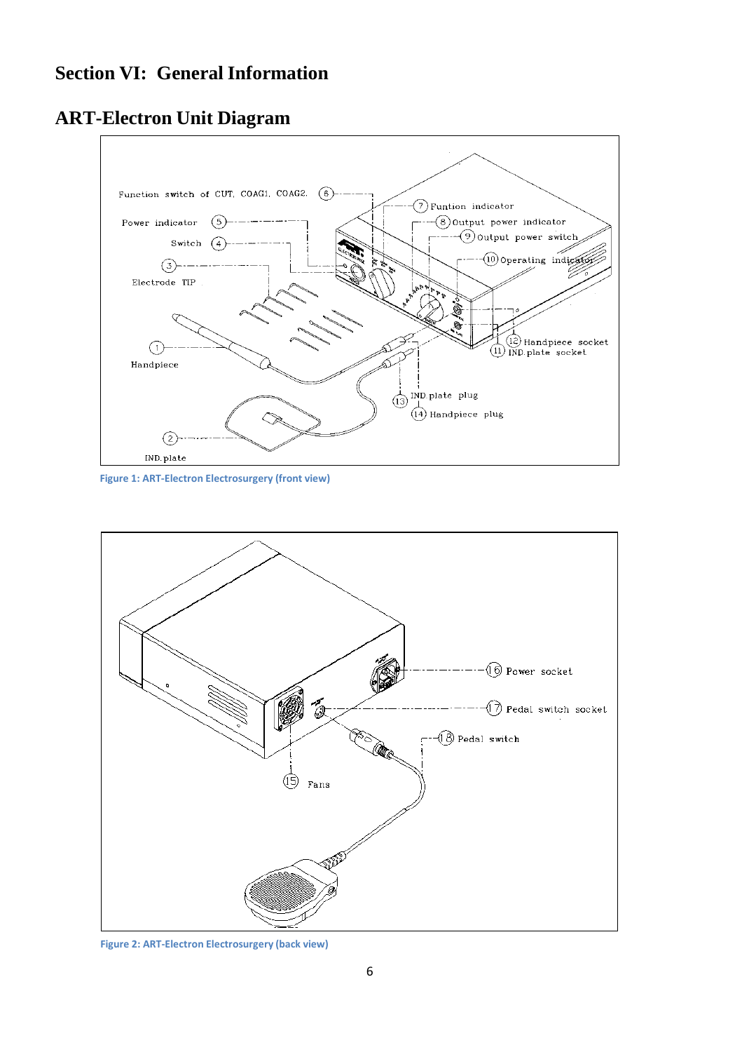# Section VI: General Information

## ART-Electron Unit Diagram

Figure 1: ART-Electron Electrosurgery (front view)

Figure 2: ART-Electron Electrosurgery (back view)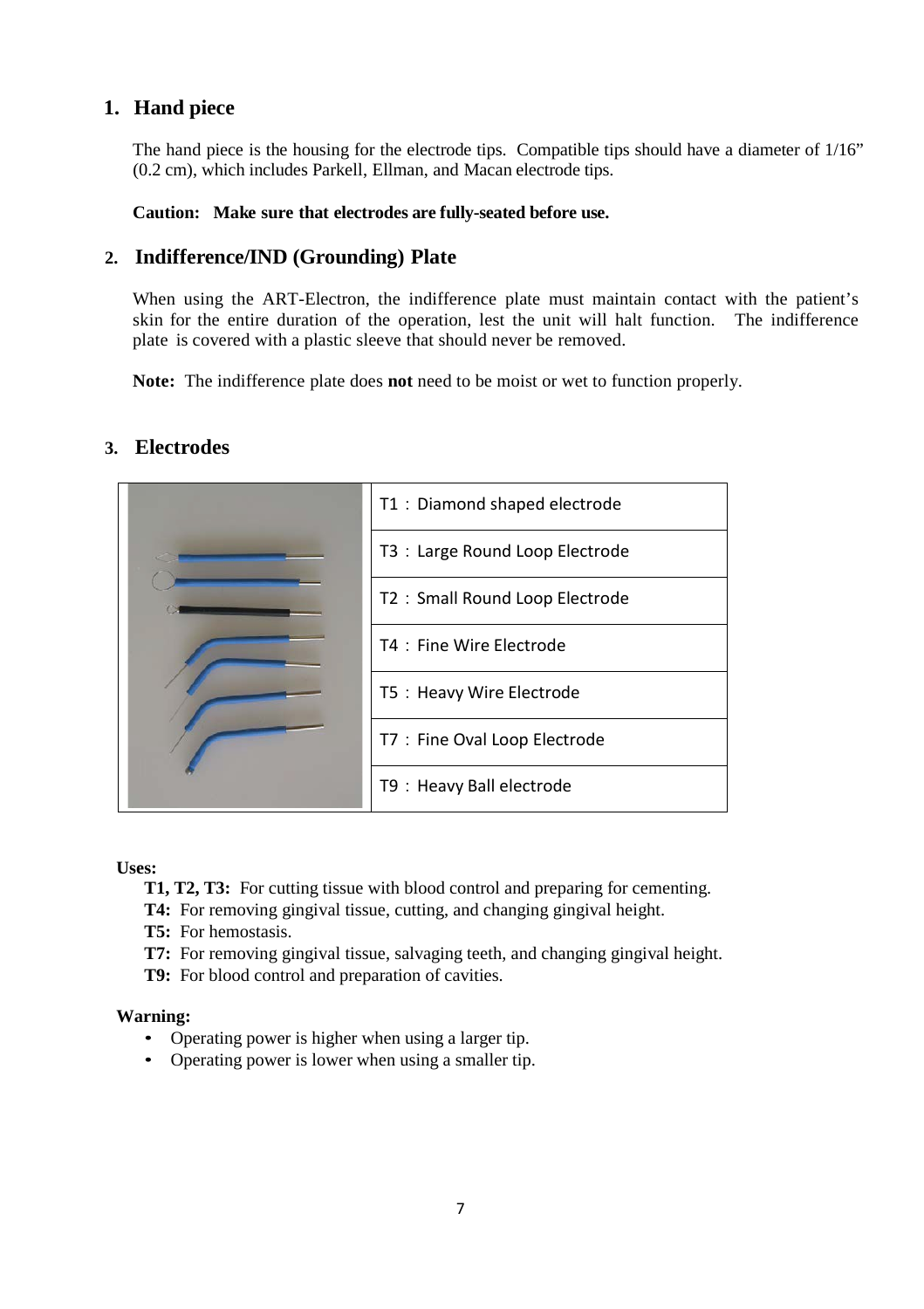## 1. Hand piece

The hand piece is the housing for the electrode tips. Compatible tips should have a diameter of 1/16" (0.2 cm), which includes Parkell, Ellman, and Macan electrode tips.

**Caution: Make sure that electrodes are fully-seated before use.**

## 2. Indifference/IND (Grounding) Plate

When using the ART-Electron, the indifference plate must maintain contact with the patient's skin for the entire duration of the operation, lest the unit will halt function. The indifference plate is covered with a plastic sleeve that should never be removed.

**Note:** The indifference plate does **not** need to be moist or wet to function properly.

## 3. Electrodes

| Electrodes |
|---|
| T1：Diamond shaped electrode |
| T3：Large Round Loop Electrode |
| T2：Small Round Loop Electrode |
| T4：Fine Wire Electrode |
| T5：Heavy Wire Electrode |
| T7：Fine Oval Loop Electrode |
| T9：Heavy Ball electrode |

**Uses:**

**T1, T2, T3:** For cutting tissue with blood control and preparing for cementing.
**T4:** For removing gingival tissue, cutting, and changing gingival height.
**T5:** For hemostasis.
**T7:** For removing gingival tissue, salvaging teeth, and changing gingival height.
**T9:** For blood control and preparation of cavities.

**Warning:**

- Operating power is higher when using a larger tip.
- Operating power is lower when using a smaller tip.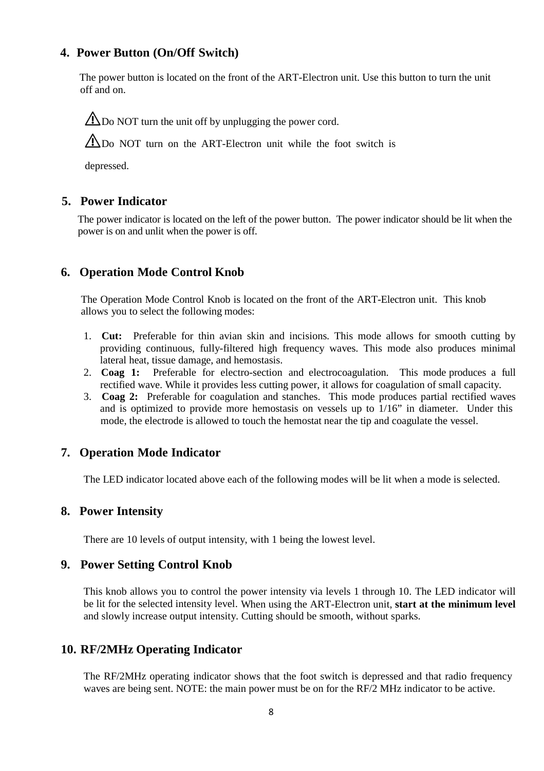## 4. Power Button (On/Off Switch)

The power button is located on the front of the ART-Electron unit. Use this button to turn the unit off and on.

⚠ Do NOT turn the unit off by unplugging the power cord.

⚠ Do NOT turn on the ART-Electron unit while the foot switch is depressed.

## 5. Power Indicator

The power indicator is located on the left of the power button. The power indicator should be lit when the power is on and unlit when the power is off.

## 6. Operation Mode Control Knob

The Operation Mode Control Knob is located on the front of the ART-Electron unit. This knob allows you to select the following modes:

1. **Cut:** Preferable for thin avian skin and incisions. This mode allows for smooth cutting by providing continuous, fully-filtered high frequency waves. This mode also produces minimal lateral heat, tissue damage, and hemostasis.
2. **Coag 1:** Preferable for electro-section and electrocoagulation. This mode produces a full rectified wave. While it provides less cutting power, it allows for coagulation of small capacity.
3. **Coag 2:** Preferable for coagulation and stanches. This mode produces partial rectified waves and is optimized to provide more hemostasis on vessels up to 1/16" in diameter. Under this mode, the electrode is allowed to touch the hemostat near the tip and coagulate the vessel.

## 7. Operation Mode Indicator

The LED indicator located above each of the following modes will be lit when a mode is selected.

## 8. Power Intensity

There are 10 levels of output intensity, with 1 being the lowest level.

## 9. Power Setting Control Knob

This knob allows you to control the power intensity via levels 1 through 10. The LED indicator will be lit for the selected intensity level. When using the ART-Electron unit, **start at the minimum level** and slowly increase output intensity. Cutting should be smooth, without sparks.

## 10. RF/2MHz Operating Indicator

The RF/2MHz operating indicator shows that the foot switch is depressed and that radio frequency waves are being sent. NOTE: the main power must be on for the RF/2 MHz indicator to be active.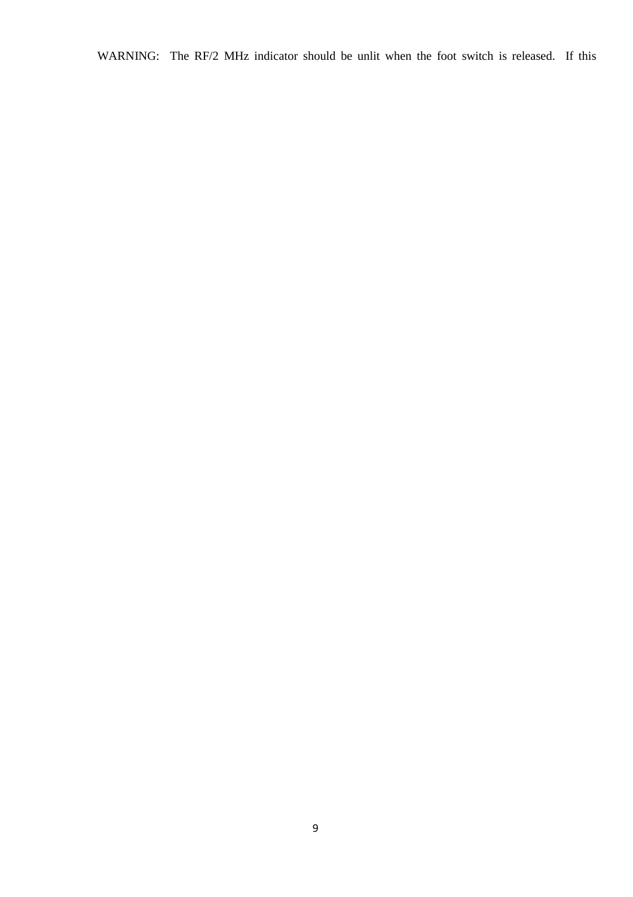WARNING: The RF/2 MHz indicator should be unlit when the foot switch is released. If this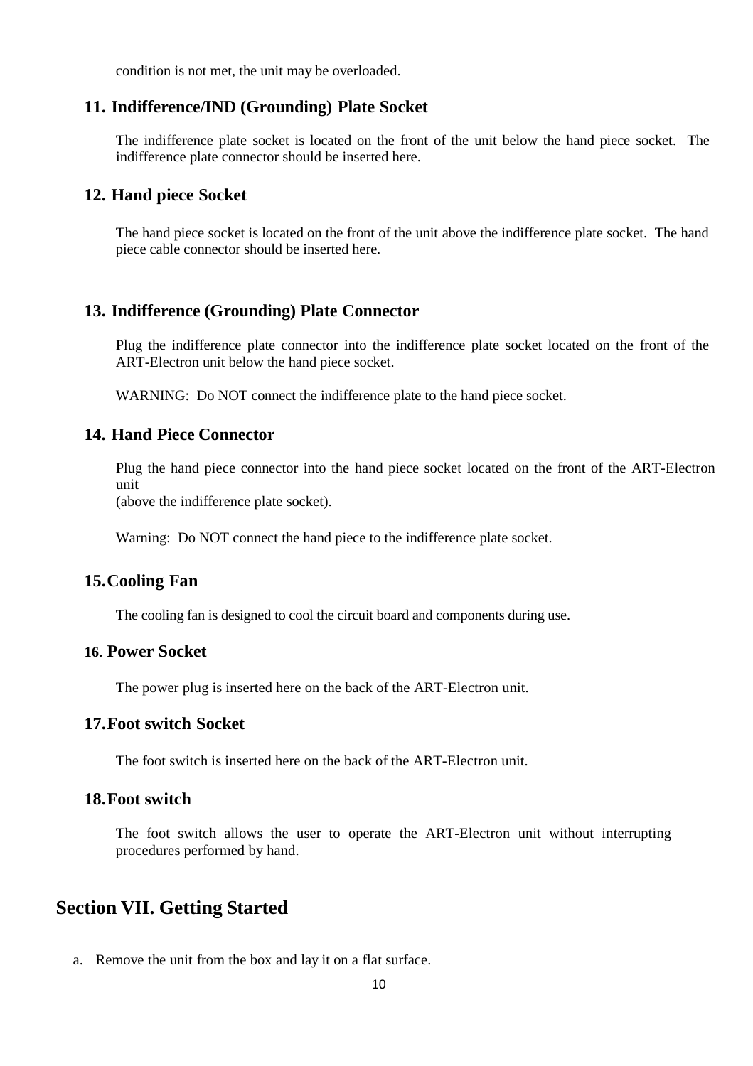condition is not met, the unit may be overloaded.

### 11. Indifference/IND (Grounding) Plate Socket

The indifference plate socket is located on the front of the unit below the hand piece socket. The indifference plate connector should be inserted here.

### 12. Hand piece Socket

The hand piece socket is located on the front of the unit above the indifference plate socket. The hand piece cable connector should be inserted here.

### 13. Indifference (Grounding) Plate Connector

Plug the indifference plate connector into the indifference plate socket located on the front of the ART-Electron unit below the hand piece socket.

WARNING: Do NOT connect the indifference plate to the hand piece socket.

### 14. Hand Piece Connector

Plug the hand piece connector into the hand piece socket located on the front of the ART-Electron unit
(above the indifference plate socket).

Warning: Do NOT connect the hand piece to the indifference plate socket.

### 15. Cooling Fan

The cooling fan is designed to cool the circuit board and components during use.

### 16. Power Socket

The power plug is inserted here on the back of the ART-Electron unit.

### 17. Foot switch Socket

The foot switch is inserted here on the back of the ART-Electron unit.

### 18. Foot switch

The foot switch allows the user to operate the ART-Electron unit without interrupting procedures performed by hand.

## Section VII. Getting Started

a. Remove the unit from the box and lay it on a flat surface.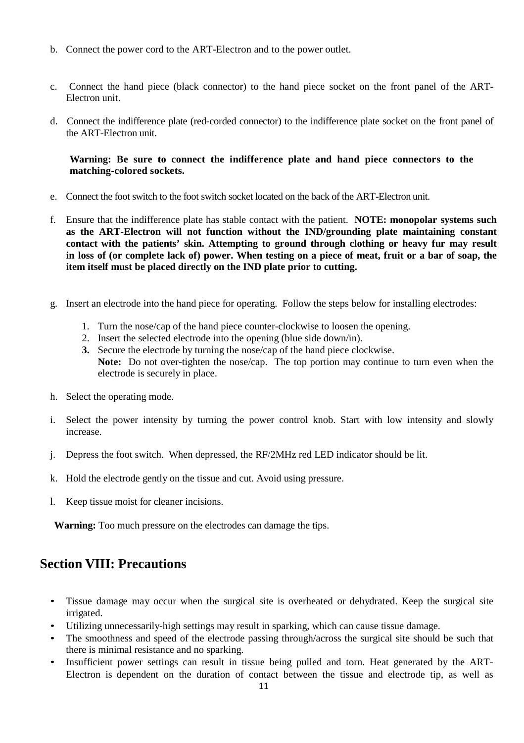b. Connect the power cord to the ART-Electron and to the power outlet.

c. Connect the hand piece (black connector) to the hand piece socket on the front panel of the ART-Electron unit.

d. Connect the indifference plate (red-corded connector) to the indifference plate socket on the front panel of the ART-Electron unit.

**Warning: Be sure to connect the indifference plate and hand piece connectors to the matching-colored sockets.**

e. Connect the foot switch to the foot switch socket located on the back of the ART-Electron unit.

f. Ensure that the indifference plate has stable contact with the patient. **NOTE: monopolar systems such as the ART-Electron will not function without the IND/grounding plate maintaining constant contact with the patients' skin. Attempting to ground through clothing or heavy fur may result in loss of (or complete lack of) power. When testing on a piece of meat, fruit or a bar of soap, the item itself must be placed directly on the IND plate prior to cutting.**

g. Insert an electrode into the hand piece for operating. Follow the steps below for installing electrodes:

   1. Turn the nose/cap of the hand piece counter-clockwise to loosen the opening.
   2. Insert the selected electrode into the opening (blue side down/in).
   3. Secure the electrode by turning the nose/cap of the hand piece clockwise.
      **Note:** Do not over-tighten the nose/cap. The top portion may continue to turn even when the electrode is securely in place.

h. Select the operating mode.

i. Select the power intensity by turning the power control knob. Start with low intensity and slowly increase.

j. Depress the foot switch. When depressed, the RF/2MHz red LED indicator should be lit.

k. Hold the electrode gently on the tissue and cut. Avoid using pressure.

l. Keep tissue moist for cleaner incisions.

**Warning:** Too much pressure on the electrodes can damage the tips.

## Section VIII: Precautions

- Tissue damage may occur when the surgical site is overheated or dehydrated. Keep the surgical site irrigated.
- Utilizing unnecessarily-high settings may result in sparking, which can cause tissue damage.
- The smoothness and speed of the electrode passing through/across the surgical site should be such that there is minimal resistance and no sparking.
- Insufficient power settings can result in tissue being pulled and torn. Heat generated by the ART-Electron is dependent on the duration of contact between the tissue and electrode tip, as well as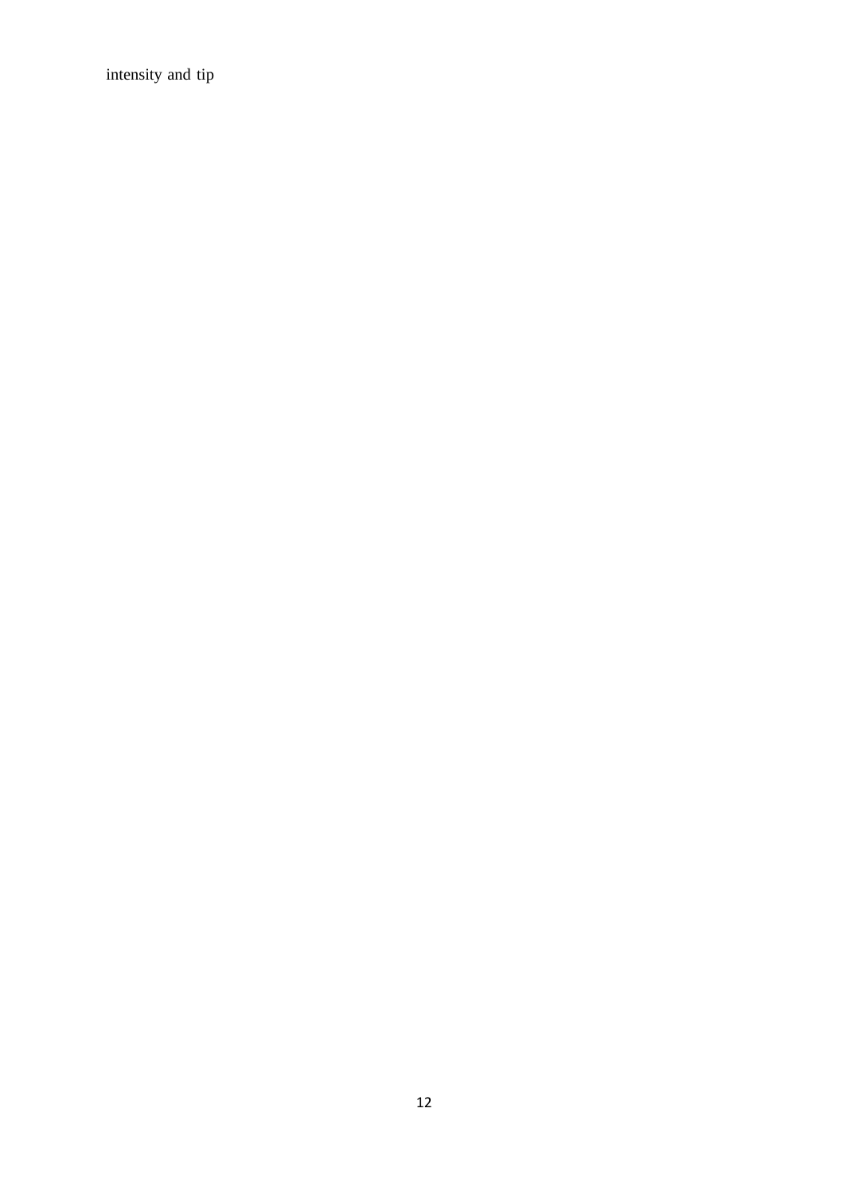intensity and tip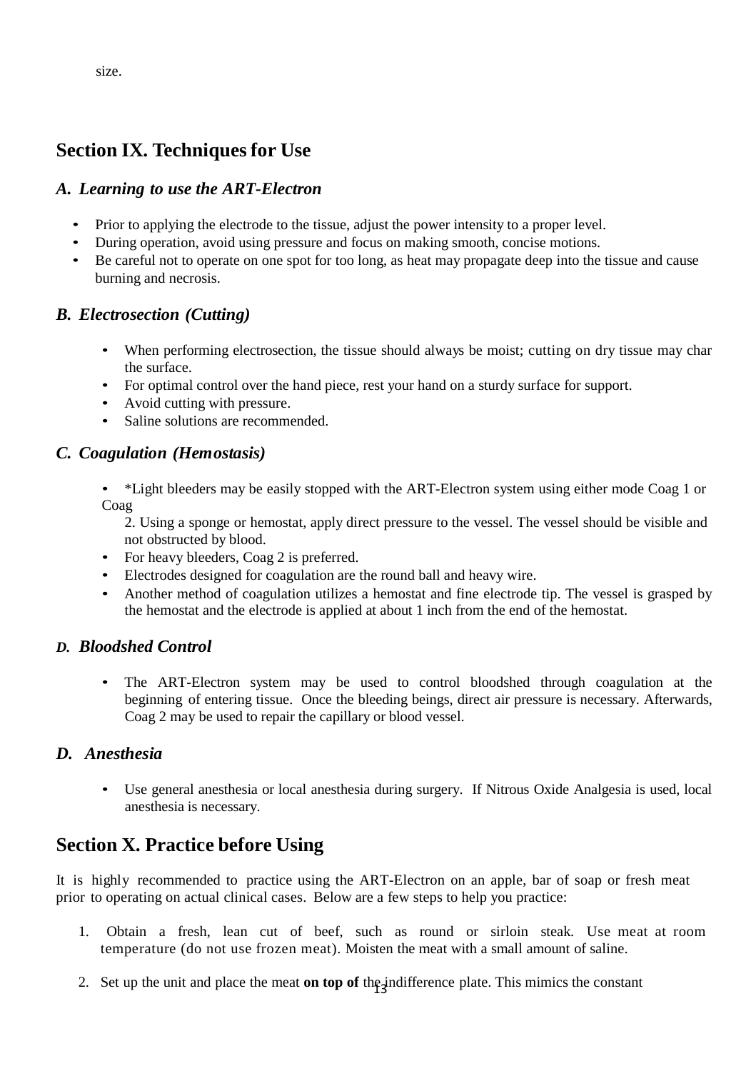size.

## Section IX. Techniques for Use

### *A. Learning to use the ART-Electron*

- Prior to applying the electrode to the tissue, adjust the power intensity to a proper level.
- During operation, avoid using pressure and focus on making smooth, concise motions.
- Be careful not to operate on one spot for too long, as heat may propagate deep into the tissue and cause burning and necrosis.

### *B. Electrosection (Cutting)*

- When performing electrosection, the tissue should always be moist; cutting on dry tissue may char the surface.
- For optimal control over the hand piece, rest your hand on a sturdy surface for support.
- Avoid cutting with pressure.
- Saline solutions are recommended.

### *C. Coagulation (Hemostasis)*

- *Light bleeders may be easily stopped with the ART-Electron system using either mode Coag 1 or Coag

  2. Using a sponge or hemostat, apply direct pressure to the vessel. The vessel should be visible and not obstructed by blood.
- For heavy bleeders, Coag 2 is preferred.
- Electrodes designed for coagulation are the round ball and heavy wire.
- Another method of coagulation utilizes a hemostat and fine electrode tip. The vessel is grasped by the hemostat and the electrode is applied at about 1 inch from the end of the hemostat.

### *D. Bloodshed Control*

- The ART-Electron system may be used to control bloodshed through coagulation at the beginning of entering tissue. Once the bleeding beings, direct air pressure is necessary. Afterwards, Coag 2 may be used to repair the capillary or blood vessel.

### *D. Anesthesia*

- Use general anesthesia or local anesthesia during surgery. If Nitrous Oxide Analgesia is used, local anesthesia is necessary.

## Section X. Practice before Using

It is highly recommended to practice using the ART-Electron on an apple, bar of soap or fresh meat prior to operating on actual clinical cases. Below are a few steps to help you practice:

1. Obtain a fresh, lean cut of beef, such as round or sirloin steak. Use meat at room temperature (do not use frozen meat). Moisten the meat with a small amount of saline.
2. Set up the unit and place the meat **on top of** the indifference plate. This mimics the constant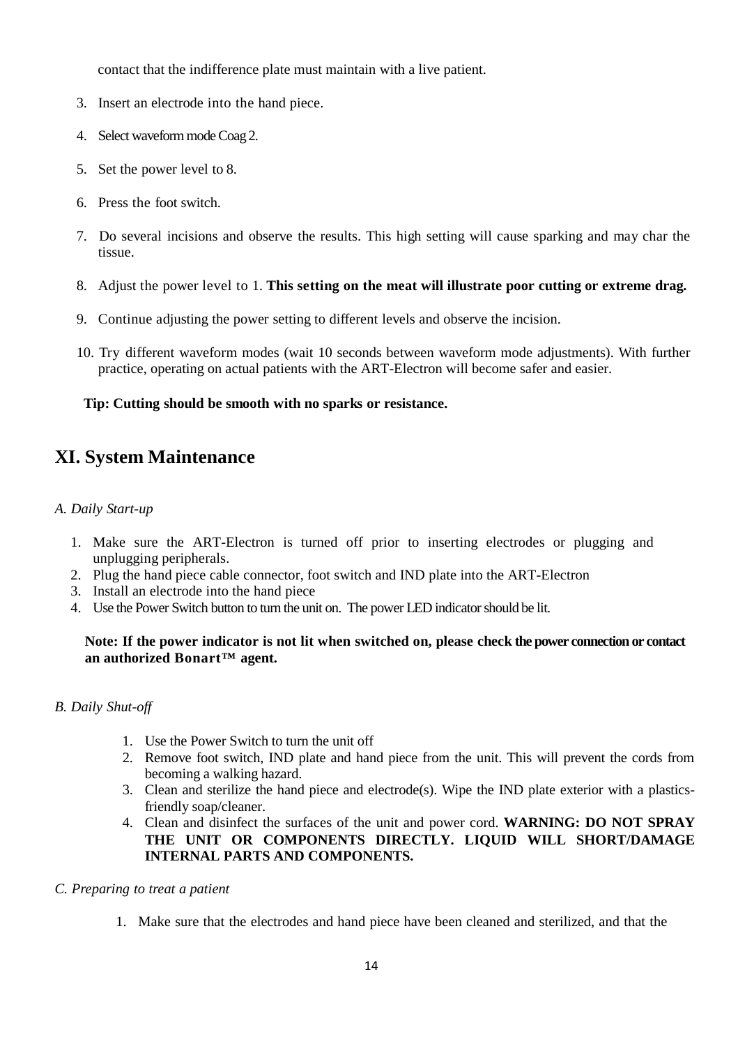contact that the indifference plate must maintain with a live patient.

3. Insert an electrode into the hand piece.
4. Select waveform mode Coag 2.
5. Set the power level to 8.
6. Press the foot switch.
7. Do several incisions and observe the results. This high setting will cause sparking and may char the tissue.
8. Adjust the power level to 1. **This setting on the meat will illustrate poor cutting or extreme drag.**
9. Continue adjusting the power setting to different levels and observe the incision.
10. Try different waveform modes (wait 10 seconds between waveform mode adjustments). With further practice, operating on actual patients with the ART-Electron will become safer and easier.

**Tip: Cutting should be smooth with no sparks or resistance.**

# XI. System Maintenance

*A. Daily Start-up*

1. Make sure the ART-Electron is turned off prior to inserting electrodes or plugging and unplugging peripherals.
2. Plug the hand piece cable connector, foot switch and IND plate into the ART-Electron
3. Install an electrode into the hand piece
4. Use the Power Switch button to turn the unit on. The power LED indicator should be lit.

**Note: If the power indicator is not lit when switched on, please check the power connection or contact an authorized Bonart™ agent.**

*B. Daily Shut-off*

1. Use the Power Switch to turn the unit off
2. Remove foot switch, IND plate and hand piece from the unit. This will prevent the cords from becoming a walking hazard.
3. Clean and sterilize the hand piece and electrode(s). Wipe the IND plate exterior with a plastics-friendly soap/cleaner.
4. Clean and disinfect the surfaces of the unit and power cord. **WARNING: DO NOT SPRAY THE UNIT OR COMPONENTS DIRECTLY. LIQUID WILL SHORT/DAMAGE INTERNAL PARTS AND COMPONENTS.**

*C. Preparing to treat a patient*

1. Make sure that the electrodes and hand piece have been cleaned and sterilized, and that the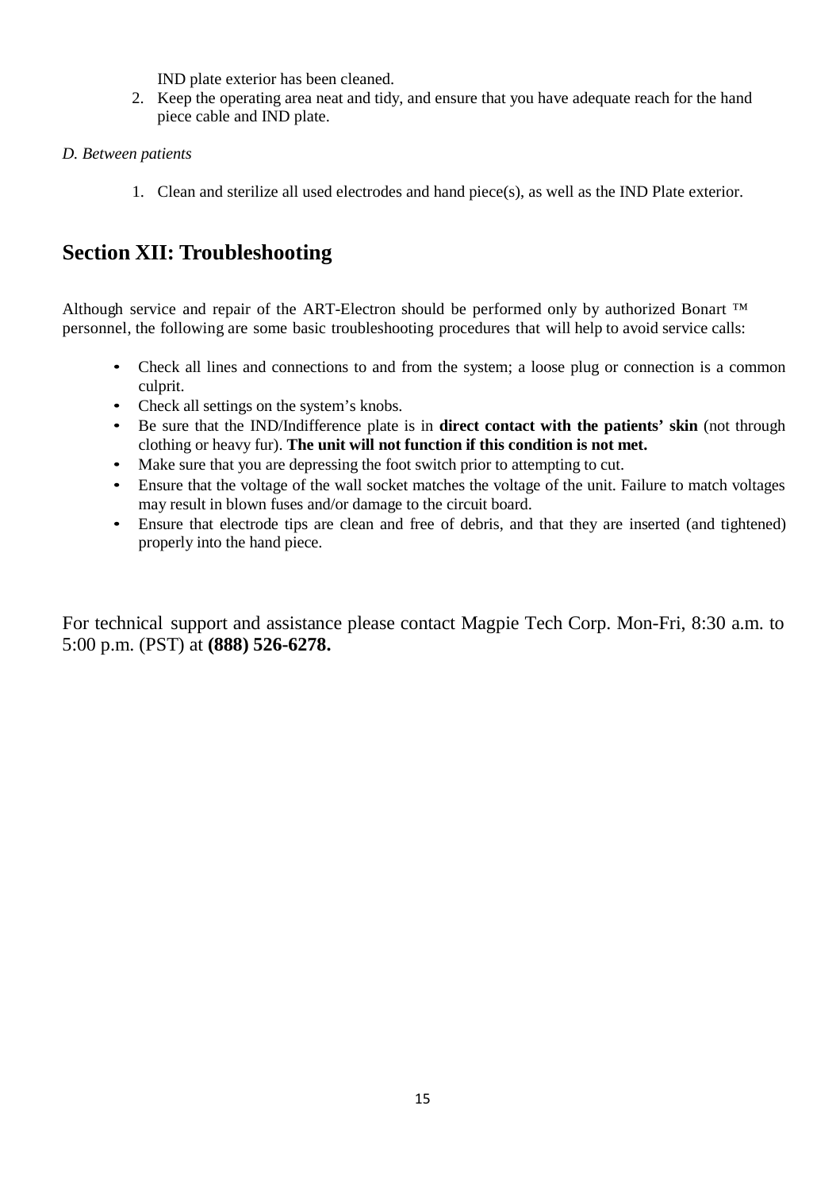IND plate exterior has been cleaned.

2. Keep the operating area neat and tidy, and ensure that you have adequate reach for the hand piece cable and IND plate.

*D. Between patients*

1. Clean and sterilize all used electrodes and hand piece(s), as well as the IND Plate exterior.

## Section XII: Troubleshooting

Although service and repair of the ART-Electron should be performed only by authorized Bonart ™ personnel, the following are some basic troubleshooting procedures that will help to avoid service calls:

- Check all lines and connections to and from the system; a loose plug or connection is a common culprit.
- Check all settings on the system's knobs.
- Be sure that the IND/Indifference plate is in **direct contact with the patients' skin** (not through clothing or heavy fur). **The unit will not function if this condition is not met.**
- Make sure that you are depressing the foot switch prior to attempting to cut.
- Ensure that the voltage of the wall socket matches the voltage of the unit. Failure to match voltages may result in blown fuses and/or damage to the circuit board.
- Ensure that electrode tips are clean and free of debris, and that they are inserted (and tightened) properly into the hand piece.

For technical support and assistance please contact Magpie Tech Corp. Mon-Fri, 8:30 a.m. to 5:00 p.m. (PST) at **(888) 526-6278.**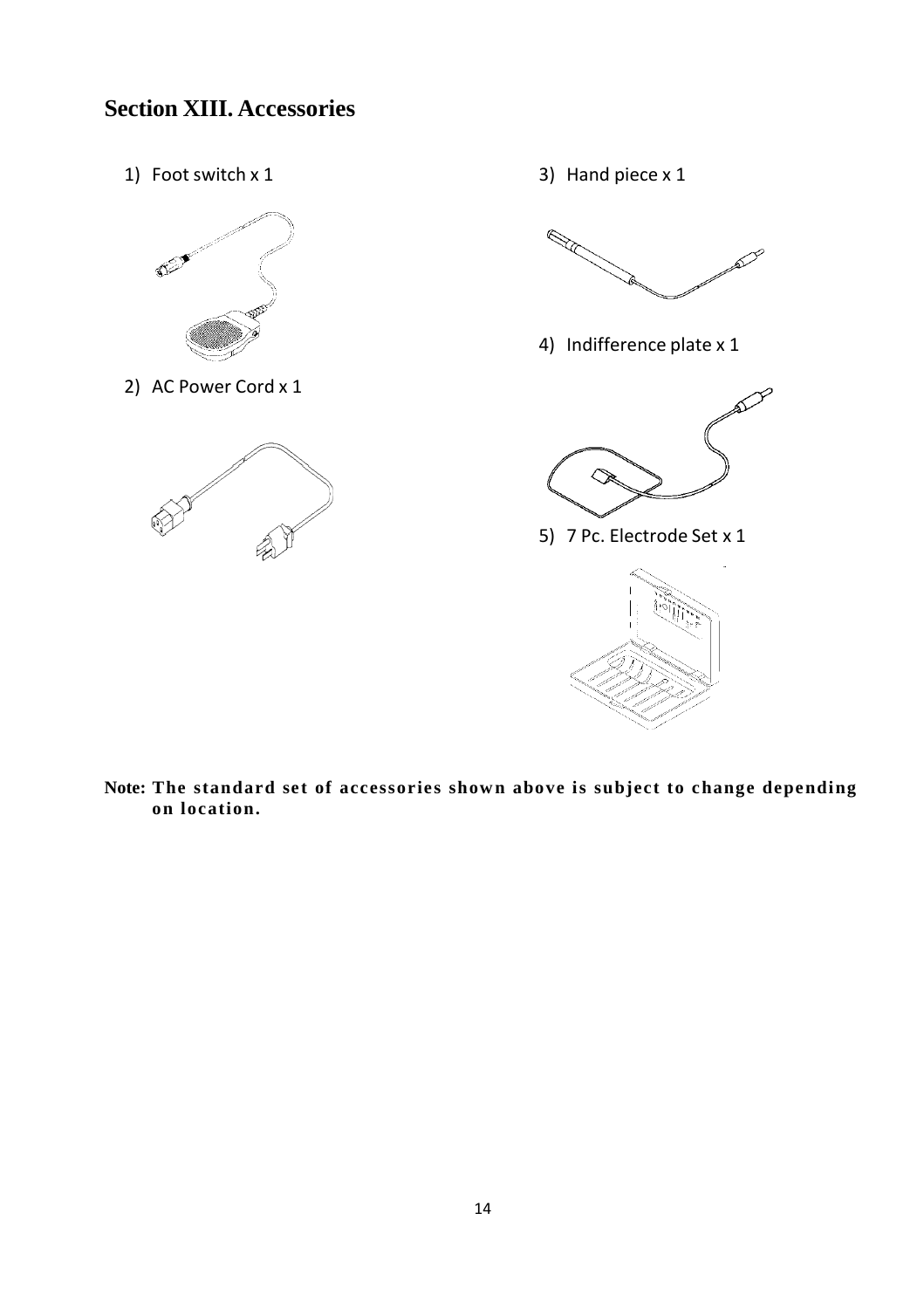## Section XIII. Accessories

1) Foot switch x 1

2) AC Power Cord x 1

3) Hand piece x 1

4) Indifference plate x 1

5) 7 Pc. Electrode Set x 1

**Note: The standard set of accessories shown above is subject to change depending on location.**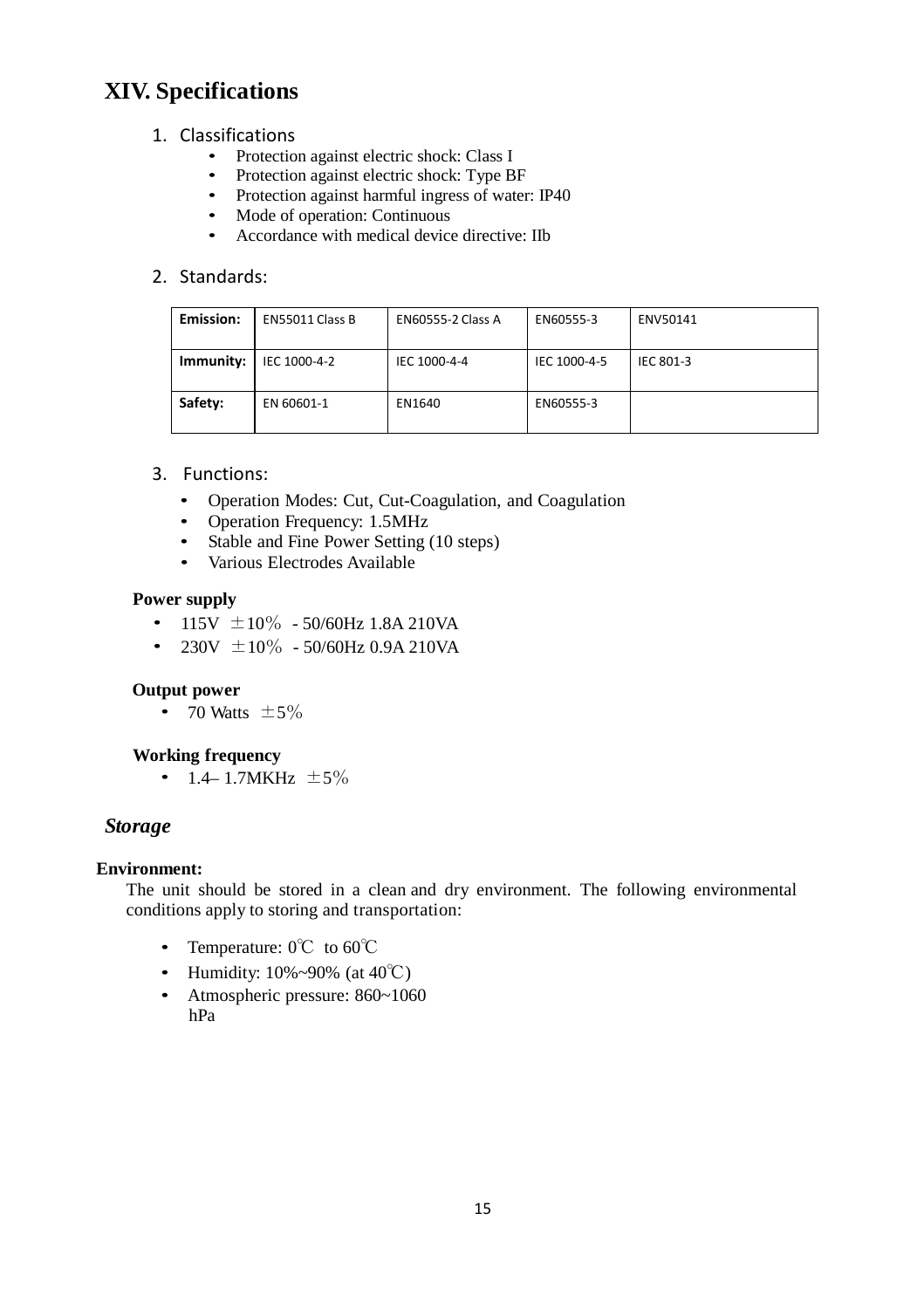# XIV. Specifications

1. Classifications
    - Protection against electric shock: Class I
    - Protection against electric shock: Type BF
    - Protection against harmful ingress of water: IP40
    - Mode of operation: Continuous
    - Accordance with medical device directive: IIb

2. Standards:

| **Emission:** | EN55011 Class B | EN60555-2 Class A | EN60555-3 | ENV50141 |
|---|---|---|---|---|
| **Immunity:** | IEC 1000-4-2 | IEC 1000-4-4 | IEC 1000-4-5 | IEC 801-3 |
| **Safety:** | EN 60601-1 | EN1640 | EN60555-3 | |

3. Functions:
    - Operation Modes: Cut, Cut-Coagulation, and Coagulation
    - Operation Frequency: 1.5MHz
    - Stable and Fine Power Setting (10 steps)
    - Various Electrodes Available

**Power supply**

- 115V ±10% - 50/60Hz 1.8A 210VA
- 230V ±10% - 50/60Hz 0.9A 210VA

**Output power**

- 70 Watts ±5%

**Working frequency**

- 1.4– 1.7MKHz ±5%

## *Storage*

**Environment:**

The unit should be stored in a clean and dry environment. The following environmental conditions apply to storing and transportation:

- Temperature: 0℃ to 60℃
- Humidity: 10%~90% (at 40℃)
- Atmospheric pressure: 860~1060 hPa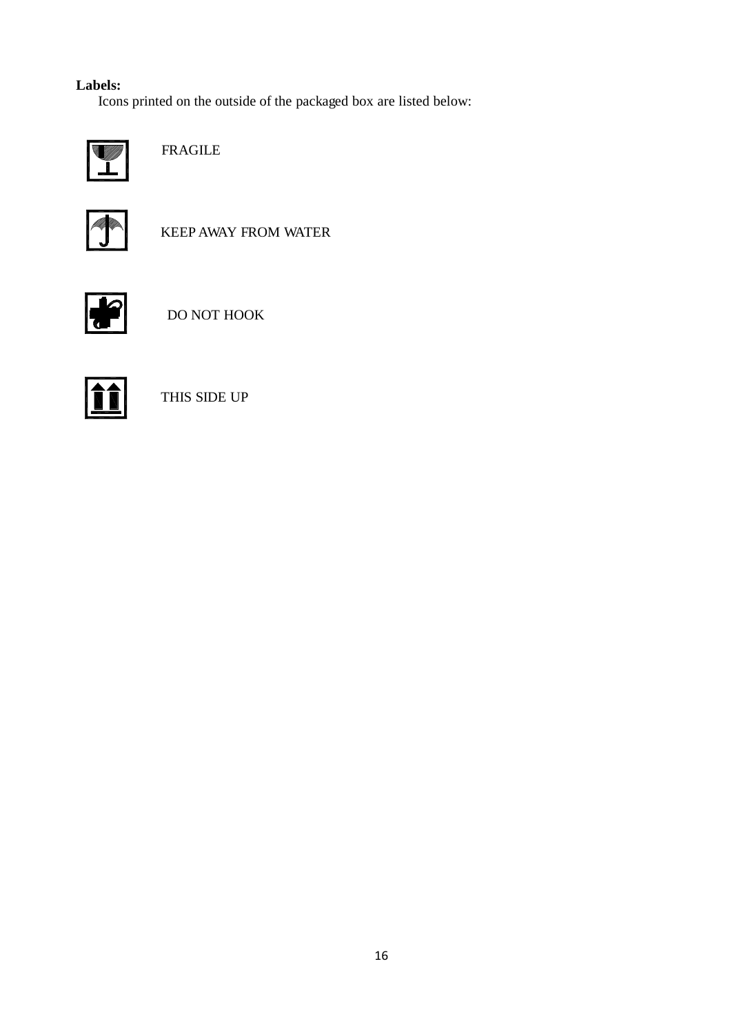**Labels:**

Icons printed on the outside of the packaged box are listed below:

FRAGILE

KEEP AWAY FROM WATER

DO NOT HOOK

THIS SIDE UP